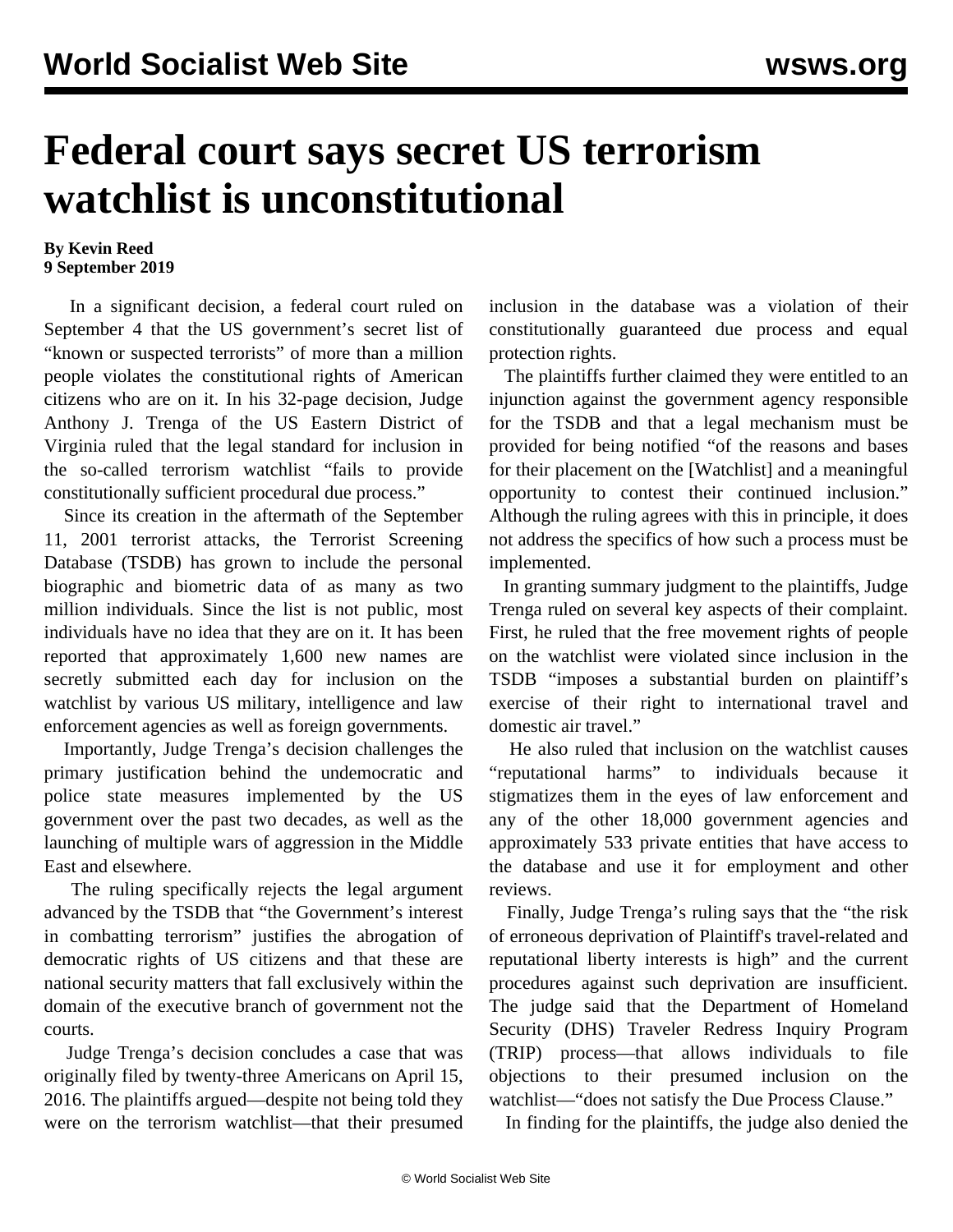# Federal court says secret US terrorism watchlist is unconstitutional

**By Kevin Reed**
**9 September 2019**

In a significant decision, a federal court ruled on September 4 that the US government's secret list of "known or suspected terrorists" of more than a million people violates the constitutional rights of American citizens who are on it. In his 32-page decision, Judge Anthony J. Trenga of the US Eastern District of Virginia ruled that the legal standard for inclusion in the so-called terrorism watchlist "fails to provide constitutionally sufficient procedural due process."

Since its creation in the aftermath of the September 11, 2001 terrorist attacks, the Terrorist Screening Database (TSDB) has grown to include the personal biographic and biometric data of as many as two million individuals. Since the list is not public, most individuals have no idea that they are on it. It has been reported that approximately 1,600 new names are secretly submitted each day for inclusion on the watchlist by various US military, intelligence and law enforcement agencies as well as foreign governments.

Importantly, Judge Trenga's decision challenges the primary justification behind the undemocratic and police state measures implemented by the US government over the past two decades, as well as the launching of multiple wars of aggression in the Middle East and elsewhere.

The ruling specifically rejects the legal argument advanced by the TSDB that "the Government's interest in combatting terrorism" justifies the abrogation of democratic rights of US citizens and that these are national security matters that fall exclusively within the domain of the executive branch of government not the courts.

Judge Trenga's decision concludes a case that was originally filed by twenty-three Americans on April 15, 2016. The plaintiffs argued—despite not being told they were on the terrorism watchlist—that their presumed inclusion in the database was a violation of their constitutionally guaranteed due process and equal protection rights.

The plaintiffs further claimed they were entitled to an injunction against the government agency responsible for the TSDB and that a legal mechanism must be provided for being notified "of the reasons and bases for their placement on the [Watchlist] and a meaningful opportunity to contest their continued inclusion." Although the ruling agrees with this in principle, it does not address the specifics of how such a process must be implemented.

In granting summary judgment to the plaintiffs, Judge Trenga ruled on several key aspects of their complaint. First, he ruled that the free movement rights of people on the watchlist were violated since inclusion in the TSDB "imposes a substantial burden on plaintiff's exercise of their right to international travel and domestic air travel."

He also ruled that inclusion on the watchlist causes "reputational harms" to individuals because it stigmatizes them in the eyes of law enforcement and any of the other 18,000 government agencies and approximately 533 private entities that have access to the database and use it for employment and other reviews.

Finally, Judge Trenga's ruling says that the "the risk of erroneous deprivation of Plaintiff's travel-related and reputational liberty interests is high" and the current procedures against such deprivation are insufficient. The judge said that the Department of Homeland Security (DHS) Traveler Redress Inquiry Program (TRIP) process—that allows individuals to file objections to their presumed inclusion on the watchlist—"does not satisfy the Due Process Clause."

In finding for the plaintiffs, the judge also denied the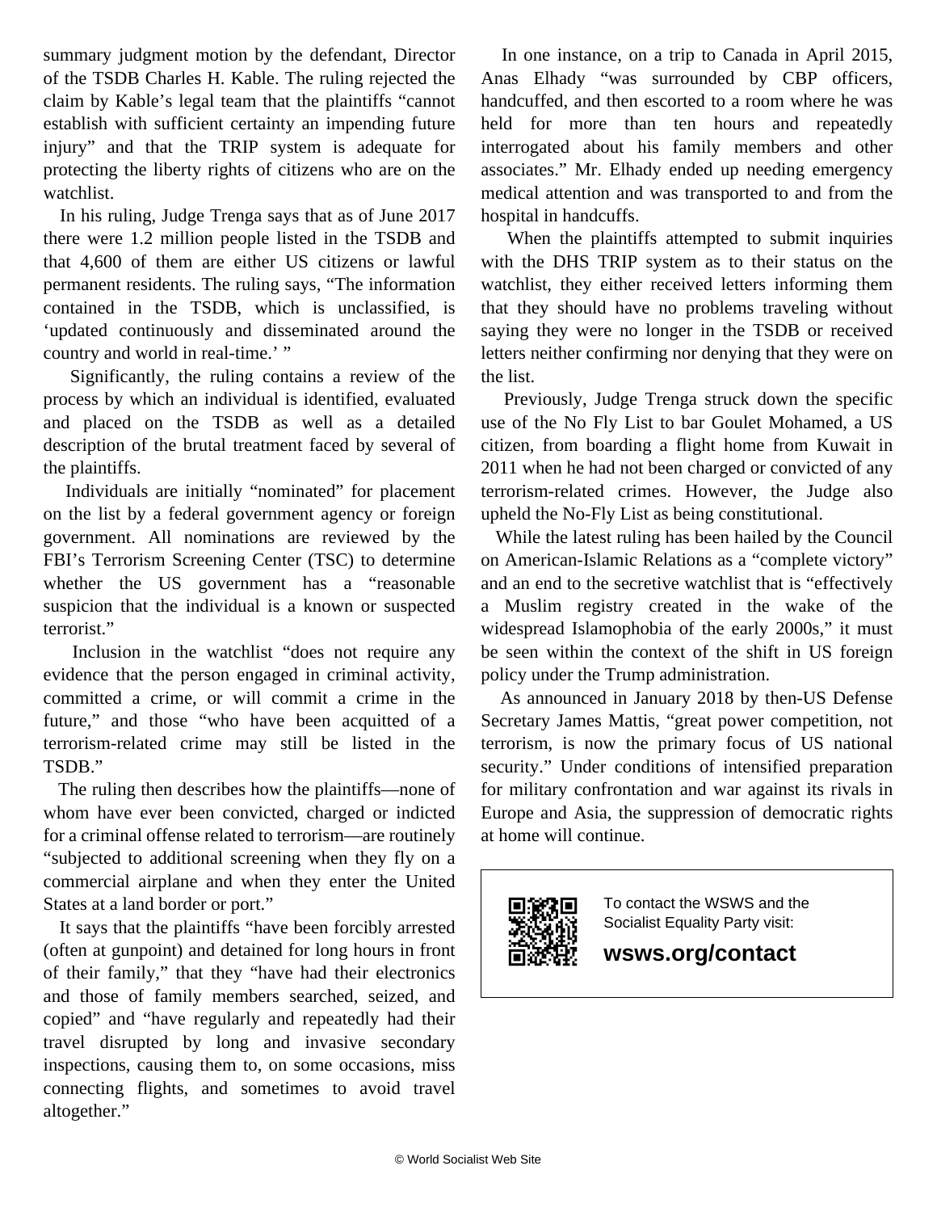summary judgment motion by the defendant, Director of the TSDB Charles H. Kable. The ruling rejected the claim by Kable's legal team that the plaintiffs "cannot establish with sufficient certainty an impending future injury" and that the TRIP system is adequate for protecting the liberty rights of citizens who are on the watchlist.

In his ruling, Judge Trenga says that as of June 2017 there were 1.2 million people listed in the TSDB and that 4,600 of them are either US citizens or lawful permanent residents. The ruling says, "The information contained in the TSDB, which is unclassified, is 'updated continuously and disseminated around the country and world in real-time.' "

Significantly, the ruling contains a review of the process by which an individual is identified, evaluated and placed on the TSDB as well as a detailed description of the brutal treatment faced by several of the plaintiffs.

Individuals are initially "nominated" for placement on the list by a federal government agency or foreign government. All nominations are reviewed by the FBI's Terrorism Screening Center (TSC) to determine whether the US government has a "reasonable suspicion that the individual is a known or suspected terrorist."

Inclusion in the watchlist "does not require any evidence that the person engaged in criminal activity, committed a crime, or will commit a crime in the future," and those "who have been acquitted of a terrorism-related crime may still be listed in the TSDB."

The ruling then describes how the plaintiffs—none of whom have ever been convicted, charged or indicted for a criminal offense related to terrorism—are routinely "subjected to additional screening when they fly on a commercial airplane and when they enter the United States at a land border or port."

It says that the plaintiffs "have been forcibly arrested (often at gunpoint) and detained for long hours in front of their family," that they "have had their electronics and those of family members searched, seized, and copied" and "have regularly and repeatedly had their travel disrupted by long and invasive secondary inspections, causing them to, on some occasions, miss connecting flights, and sometimes to avoid travel altogether."

In one instance, on a trip to Canada in April 2015, Anas Elhady "was surrounded by CBP officers, handcuffed, and then escorted to a room where he was held for more than ten hours and repeatedly interrogated about his family members and other associates." Mr. Elhady ended up needing emergency medical attention and was transported to and from the hospital in handcuffs.

When the plaintiffs attempted to submit inquiries with the DHS TRIP system as to their status on the watchlist, they either received letters informing them that they should have no problems traveling without saying they were no longer in the TSDB or received letters neither confirming nor denying that they were on the list.

Previously, Judge Trenga struck down the specific use of the No Fly List to bar Goulet Mohamed, a US citizen, from boarding a flight home from Kuwait in 2011 when he had not been charged or convicted of any terrorism-related crimes. However, the Judge also upheld the No-Fly List as being constitutional.

While the latest ruling has been hailed by the Council on American-Islamic Relations as a "complete victory" and an end to the secretive watchlist that is "effectively a Muslim registry created in the wake of the widespread Islamophobia of the early 2000s," it must be seen within the context of the shift in US foreign policy under the Trump administration.

As announced in January 2018 by then-US Defense Secretary James Mattis, "great power competition, not terrorism, is now the primary focus of US national security." Under conditions of intensified preparation for military confrontation and war against its rivals in Europe and Asia, the suppression of democratic rights at home will continue.

To contact the WSWS and the Socialist Equality Party visit:

**wsws.org/contact**